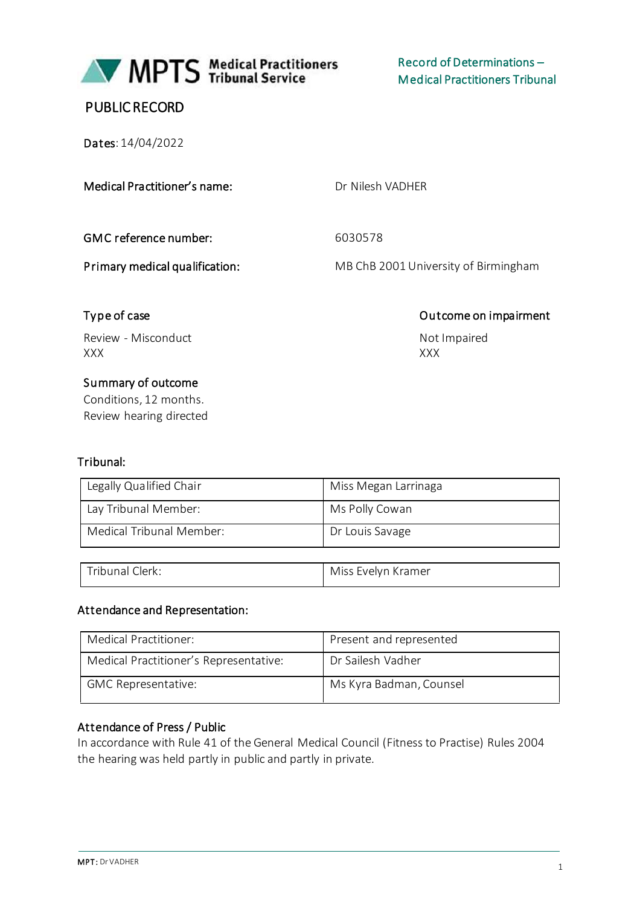Record of Determinations – Medical Practitioners Tribunal

# PUBLIC RECORD

**Dates**: 14/04/2022

| | |
|---|---|
| **Medical Practitioner's name:** | Dr Nilesh VADHER |
| **GMC reference number:** | 6030578 |
| **Primary medical qualification:** | MB ChB 2001 University of Birmingham |

| Type of case | Outcome on impairment |
|---|---|
| Review - Misconduct | Not Impaired |
| XXX | XXX |

**Summary of outcome**

Conditions, 12 months.

Review hearing directed

## Tribunal:

| | |
|---|---|
| Legally Qualified Chair | Miss Megan Larrinaga |
| Lay Tribunal Member: | Ms Polly Cowan |
| Medical Tribunal Member: | Dr Louis Savage |

| | |
|---|---|
| Tribunal Clerk: | Miss Evelyn Kramer |

## Attendance and Representation:

| | |
|---|---|
| Medical Practitioner: | Present and represented |
| Medical Practitioner's Representative: | Dr Sailesh Vadher |
| GMC Representative: | Ms Kyra Badman, Counsel |

## Attendance of Press / Public

In accordance with Rule 41 of the General Medical Council (Fitness to Practise) Rules 2004 the hearing was held partly in public and partly in private.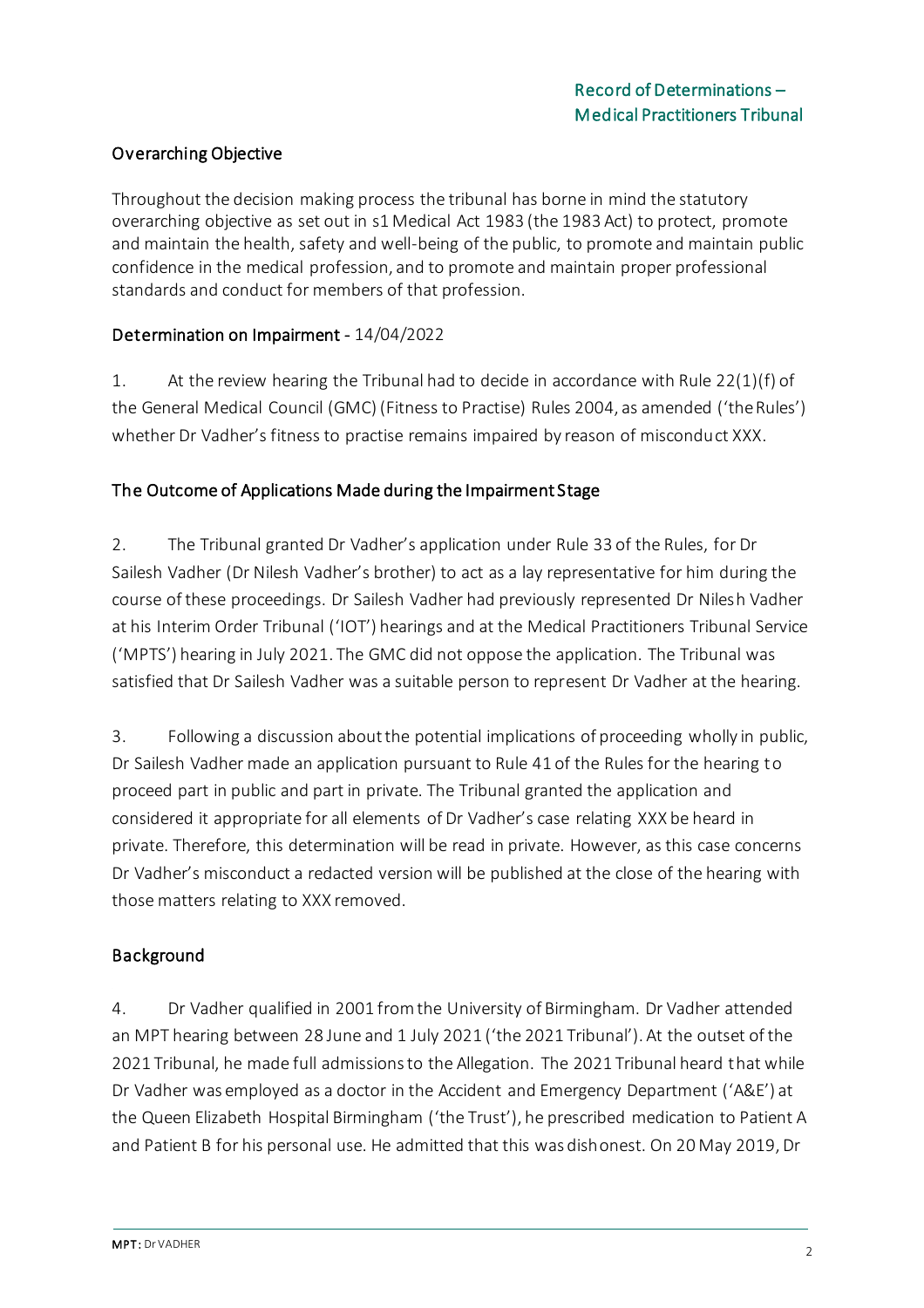## Overarching Objective

Throughout the decision making process the tribunal has borne in mind the statutory overarching objective as set out in s1 Medical Act 1983 (the 1983 Act) to protect, promote and maintain the health, safety and well-being of the public, to promote and maintain public confidence in the medical profession, and to promote and maintain proper professional standards and conduct for members of that profession.

## Determination on Impairment - 14/04/2022

1. At the review hearing the Tribunal had to decide in accordance with Rule 22(1)(f) of the General Medical Council (GMC) (Fitness to Practise) Rules 2004, as amended ('the Rules') whether Dr Vadher's fitness to practise remains impaired by reason of misconduct XXX.

## The Outcome of Applications Made during the Impairment Stage

2. The Tribunal granted Dr Vadher's application under Rule 33 of the Rules, for Dr Sailesh Vadher (Dr Nilesh Vadher's brother) to act as a lay representative for him during the course of these proceedings. Dr Sailesh Vadher had previously represented Dr Nilesh Vadher at his Interim Order Tribunal ('IOT') hearings and at the Medical Practitioners Tribunal Service ('MPTS') hearing in July 2021. The GMC did not oppose the application. The Tribunal was satisfied that Dr Sailesh Vadher was a suitable person to represent Dr Vadher at the hearing.

3. Following a discussion about the potential implications of proceeding wholly in public, Dr Sailesh Vadher made an application pursuant to Rule 41 of the Rules for the hearing to proceed part in public and part in private. The Tribunal granted the application and considered it appropriate for all elements of Dr Vadher's case relating XXX be heard in private. Therefore, this determination will be read in private. However, as this case concerns Dr Vadher's misconduct a redacted version will be published at the close of the hearing with those matters relating to XXX removed.

## Background

4. Dr Vadher qualified in 2001 from the University of Birmingham. Dr Vadher attended an MPT hearing between 28 June and 1 July 2021 ('the 2021 Tribunal'). At the outset of the 2021 Tribunal, he made full admissions to the Allegation. The 2021 Tribunal heard that while Dr Vadher was employed as a doctor in the Accident and Emergency Department ('A&E') at the Queen Elizabeth Hospital Birmingham ('the Trust'), he prescribed medication to Patient A and Patient B for his personal use. He admitted that this was dishonest. On 20 May 2019, Dr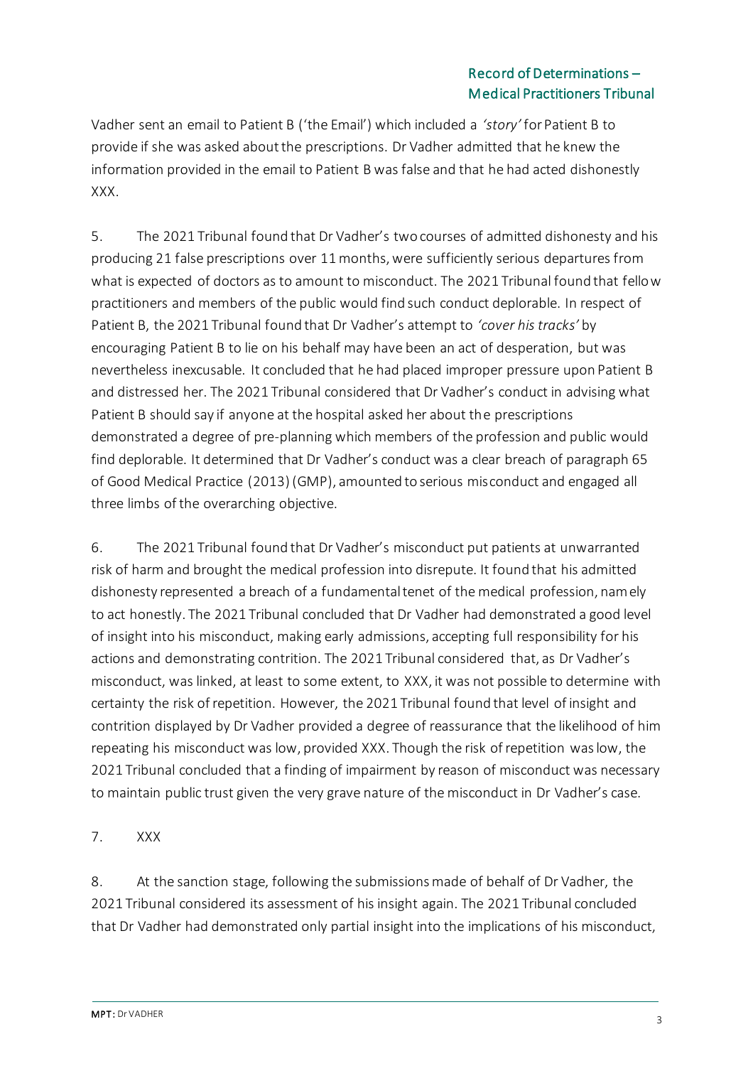Vadher sent an email to Patient B ('the Email') which included a *'story'* for Patient B to provide if she was asked about the prescriptions. Dr Vadher admitted that he knew the information provided in the email to Patient B was false and that he had acted dishonestly XXX.

5. The 2021 Tribunal found that Dr Vadher's two courses of admitted dishonesty and his producing 21 false prescriptions over 11 months, were sufficiently serious departures from what is expected of doctors as to amount to misconduct. The 2021 Tribunal found that fellow practitioners and members of the public would find such conduct deplorable. In respect of Patient B, the 2021 Tribunal found that Dr Vadher's attempt to *'cover his tracks'* by encouraging Patient B to lie on his behalf may have been an act of desperation, but was nevertheless inexcusable. It concluded that he had placed improper pressure upon Patient B and distressed her. The 2021 Tribunal considered that Dr Vadher's conduct in advising what Patient B should say if anyone at the hospital asked her about the prescriptions demonstrated a degree of pre-planning which members of the profession and public would find deplorable. It determined that Dr Vadher's conduct was a clear breach of paragraph 65 of Good Medical Practice (2013) (GMP), amounted to serious misconduct and engaged all three limbs of the overarching objective.

6. The 2021 Tribunal found that Dr Vadher's misconduct put patients at unwarranted risk of harm and brought the medical profession into disrepute. It found that his admitted dishonesty represented a breach of a fundamental tenet of the medical profession, namely to act honestly. The 2021 Tribunal concluded that Dr Vadher had demonstrated a good level of insight into his misconduct, making early admissions, accepting full responsibility for his actions and demonstrating contrition. The 2021 Tribunal considered that, as Dr Vadher's misconduct, was linked, at least to some extent, to XXX, it was not possible to determine with certainty the risk of repetition. However, the 2021 Tribunal found that level of insight and contrition displayed by Dr Vadher provided a degree of reassurance that the likelihood of him repeating his misconduct was low, provided XXX. Though the risk of repetition was low, the 2021 Tribunal concluded that a finding of impairment by reason of misconduct was necessary to maintain public trust given the very grave nature of the misconduct in Dr Vadher's case.

7. XXX

8. At the sanction stage, following the submissions made of behalf of Dr Vadher, the 2021 Tribunal considered its assessment of his insight again. The 2021 Tribunal concluded that Dr Vadher had demonstrated only partial insight into the implications of his misconduct,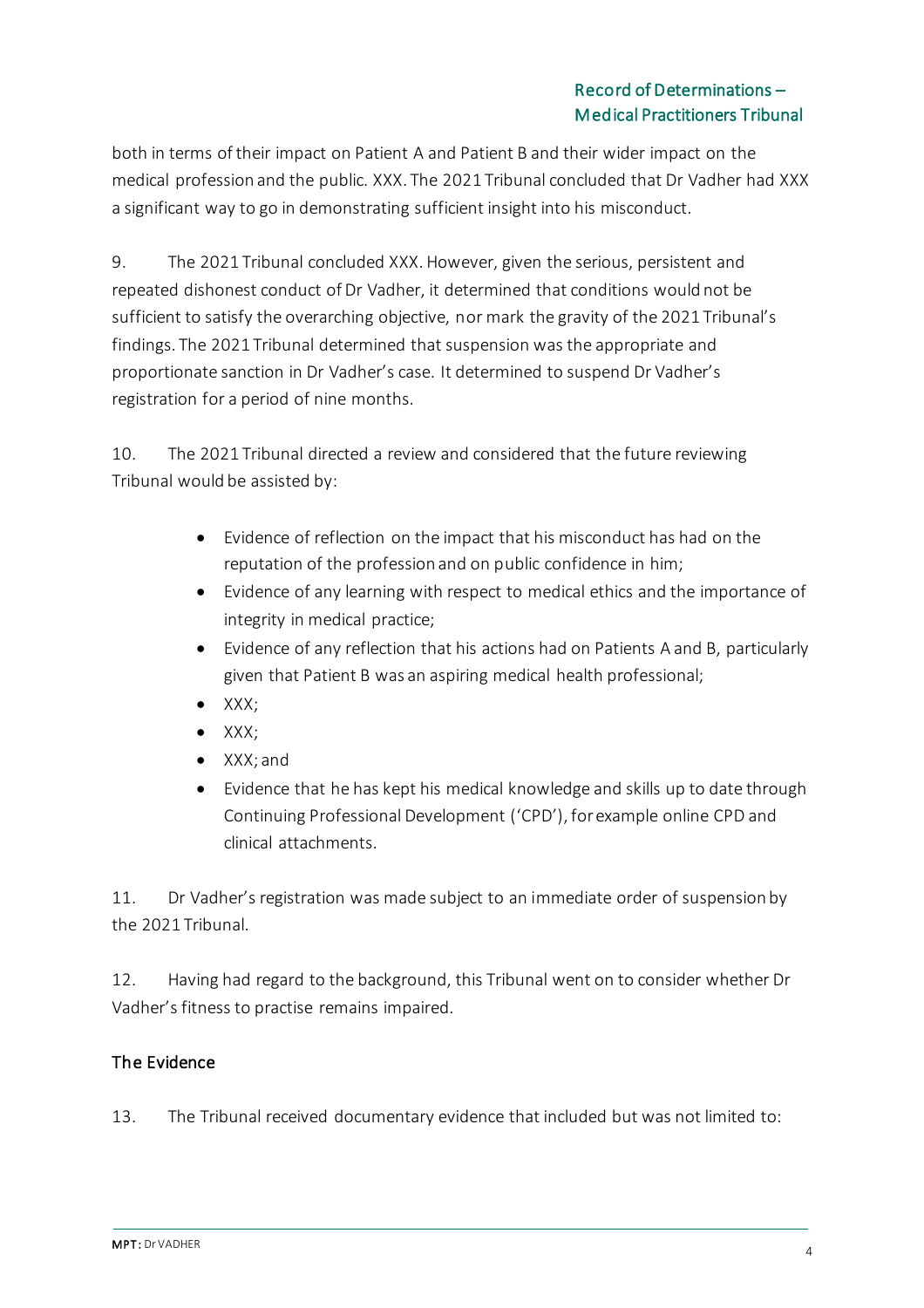both in terms of their impact on Patient A and Patient B and their wider impact on the medical profession and the public. XXX. The 2021 Tribunal concluded that Dr Vadher had XXX a significant way to go in demonstrating sufficient insight into his misconduct.

9. The 2021 Tribunal concluded XXX. However, given the serious, persistent and repeated dishonest conduct of Dr Vadher, it determined that conditions would not be sufficient to satisfy the overarching objective, nor mark the gravity of the 2021 Tribunal's findings. The 2021 Tribunal determined that suspension was the appropriate and proportionate sanction in Dr Vadher's case. It determined to suspend Dr Vadher's registration for a period of nine months.

10. The 2021 Tribunal directed a review and considered that the future reviewing Tribunal would be assisted by:

- Evidence of reflection on the impact that his misconduct has had on the reputation of the profession and on public confidence in him;
- Evidence of any learning with respect to medical ethics and the importance of integrity in medical practice;
- Evidence of any reflection that his actions had on Patients A and B, particularly given that Patient B was an aspiring medical health professional;
- XXX;
- XXX;
- XXX; and
- Evidence that he has kept his medical knowledge and skills up to date through Continuing Professional Development ('CPD'), for example online CPD and clinical attachments.

11. Dr Vadher's registration was made subject to an immediate order of suspension by the 2021 Tribunal.

12. Having had regard to the background, this Tribunal went on to consider whether Dr Vadher's fitness to practise remains impaired.

## The Evidence

13. The Tribunal received documentary evidence that included but was not limited to: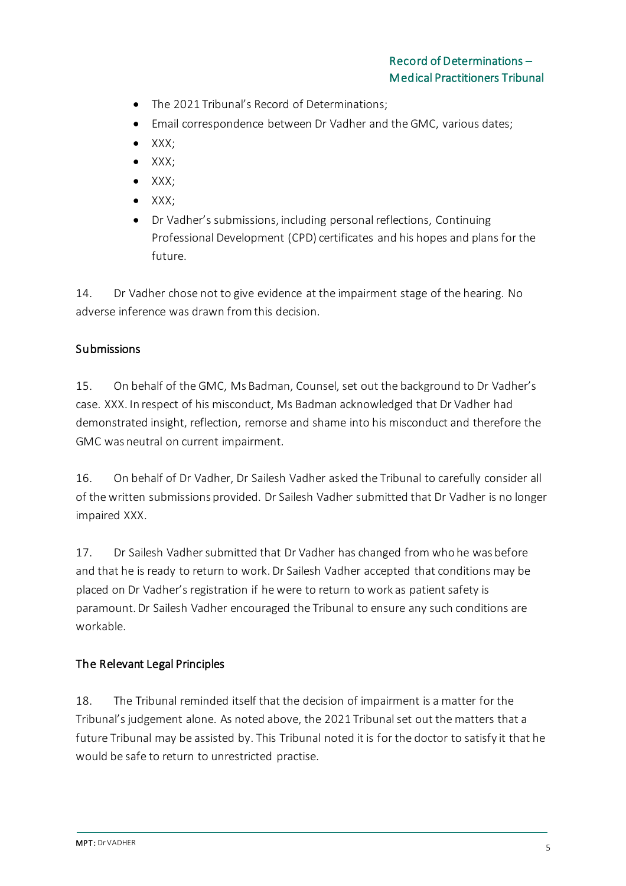- The 2021 Tribunal's Record of Determinations;
- Email correspondence between Dr Vadher and the GMC, various dates;
- XXX;
- XXX;
- XXX;
- XXX;
- Dr Vadher's submissions, including personal reflections, Continuing Professional Development (CPD) certificates and his hopes and plans for the future.

14. Dr Vadher chose not to give evidence at the impairment stage of the hearing. No adverse inference was drawn from this decision.

## Submissions

15. On behalf of the GMC, Ms Badman, Counsel, set out the background to Dr Vadher's case. XXX. In respect of his misconduct, Ms Badman acknowledged that Dr Vadher had demonstrated insight, reflection, remorse and shame into his misconduct and therefore the GMC was neutral on current impairment.

16. On behalf of Dr Vadher, Dr Sailesh Vadher asked the Tribunal to carefully consider all of the written submissions provided. Dr Sailesh Vadher submitted that Dr Vadher is no longer impaired XXX.

17. Dr Sailesh Vadher submitted that Dr Vadher has changed from who he was before and that he is ready to return to work. Dr Sailesh Vadher accepted that conditions may be placed on Dr Vadher's registration if he were to return to work as patient safety is paramount. Dr Sailesh Vadher encouraged the Tribunal to ensure any such conditions are workable.

## The Relevant Legal Principles

18. The Tribunal reminded itself that the decision of impairment is a matter for the Tribunal's judgement alone. As noted above, the 2021 Tribunal set out the matters that a future Tribunal may be assisted by. This Tribunal noted it is for the doctor to satisfy it that he would be safe to return to unrestricted practise.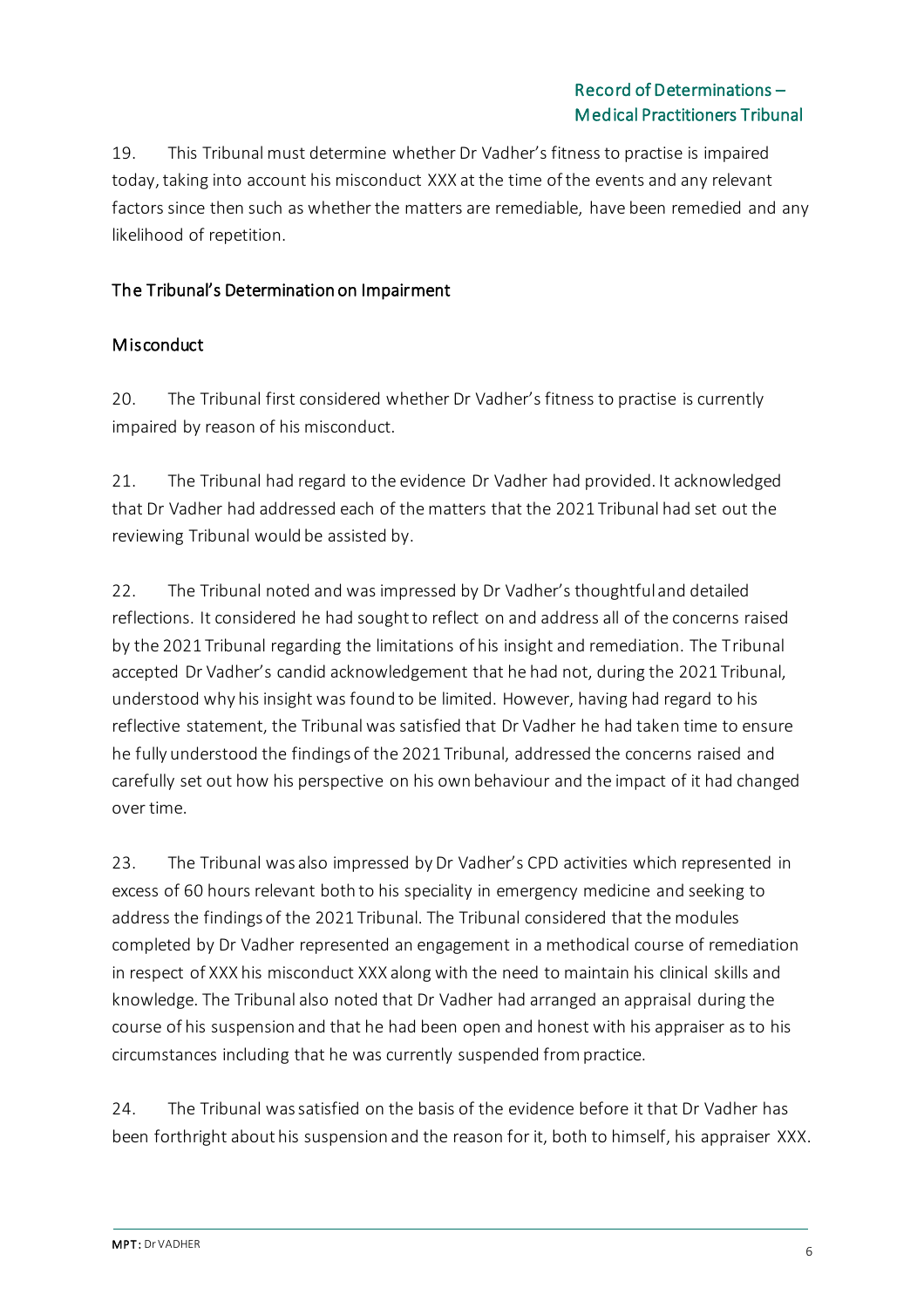19. This Tribunal must determine whether Dr Vadher's fitness to practise is impaired today, taking into account his misconduct XXX at the time of the events and any relevant factors since then such as whether the matters are remediable, have been remedied and any likelihood of repetition.

## The Tribunal's Determination on Impairment

### Misconduct

20. The Tribunal first considered whether Dr Vadher's fitness to practise is currently impaired by reason of his misconduct.

21. The Tribunal had regard to the evidence Dr Vadher had provided. It acknowledged that Dr Vadher had addressed each of the matters that the 2021 Tribunal had set out the reviewing Tribunal would be assisted by.

22. The Tribunal noted and was impressed by Dr Vadher's thoughtful and detailed reflections. It considered he had sought to reflect on and address all of the concerns raised by the 2021 Tribunal regarding the limitations of his insight and remediation. The Tribunal accepted Dr Vadher's candid acknowledgement that he had not, during the 2021 Tribunal, understood why his insight was found to be limited. However, having had regard to his reflective statement, the Tribunal was satisfied that Dr Vadher he had taken time to ensure he fully understood the findings of the 2021 Tribunal, addressed the concerns raised and carefully set out how his perspective on his own behaviour and the impact of it had changed over time.

23. The Tribunal was also impressed by Dr Vadher's CPD activities which represented in excess of 60 hours relevant both to his speciality in emergency medicine and seeking to address the findings of the 2021 Tribunal. The Tribunal considered that the modules completed by Dr Vadher represented an engagement in a methodical course of remediation in respect of XXX his misconduct XXX along with the need to maintain his clinical skills and knowledge. The Tribunal also noted that Dr Vadher had arranged an appraisal during the course of his suspension and that he had been open and honest with his appraiser as to his circumstances including that he was currently suspended from practice.

24. The Tribunal was satisfied on the basis of the evidence before it that Dr Vadher has been forthright about his suspension and the reason for it, both to himself, his appraiser XXX.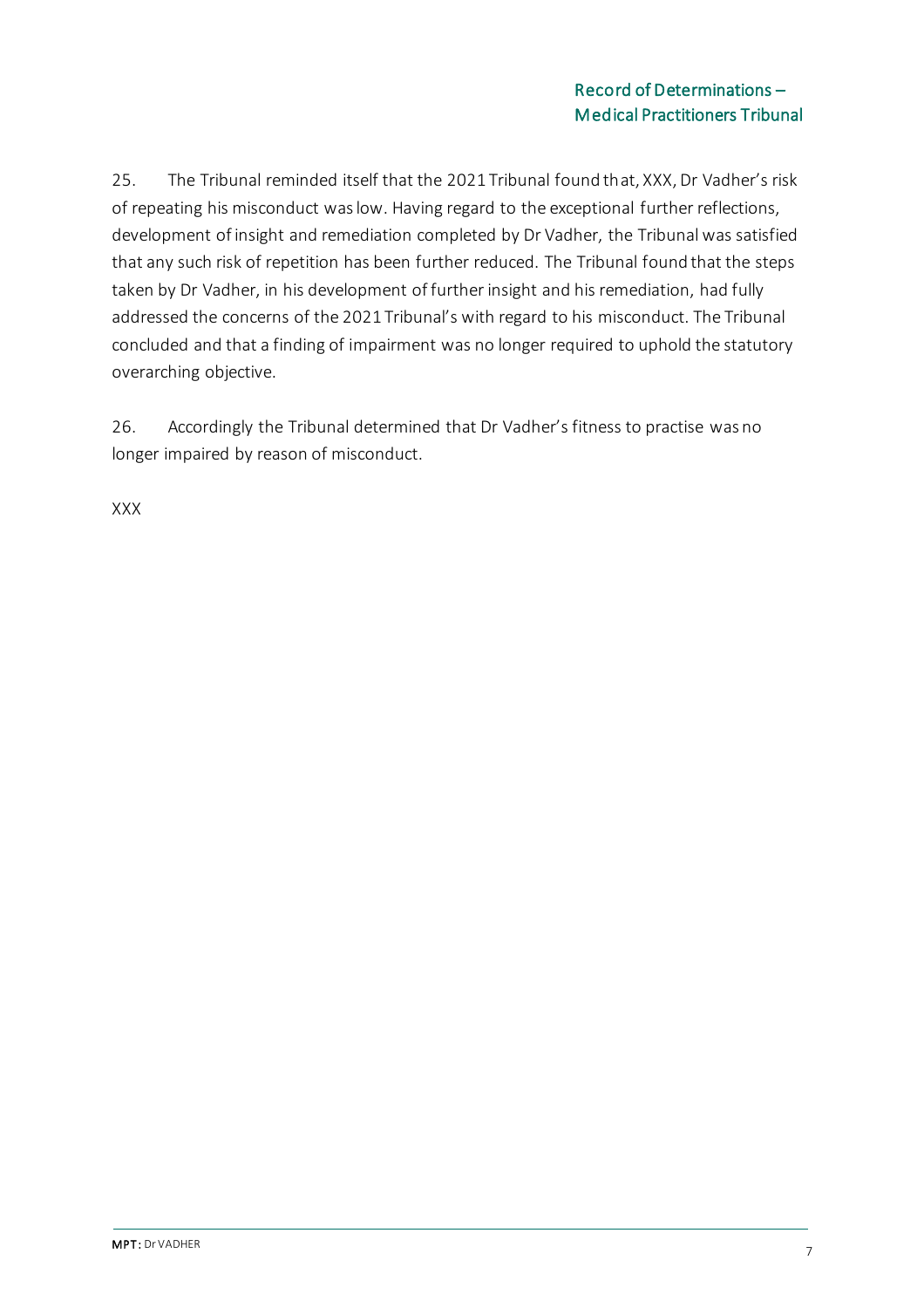25. The Tribunal reminded itself that the 2021 Tribunal found that, XXX, Dr Vadher's risk of repeating his misconduct was low. Having regard to the exceptional further reflections, development of insight and remediation completed by Dr Vadher, the Tribunal was satisfied that any such risk of repetition has been further reduced. The Tribunal found that the steps taken by Dr Vadher, in his development of further insight and his remediation, had fully addressed the concerns of the 2021 Tribunal's with regard to his misconduct. The Tribunal concluded and that a finding of impairment was no longer required to uphold the statutory overarching objective.

26. Accordingly the Tribunal determined that Dr Vadher's fitness to practise was no longer impaired by reason of misconduct.

XXX